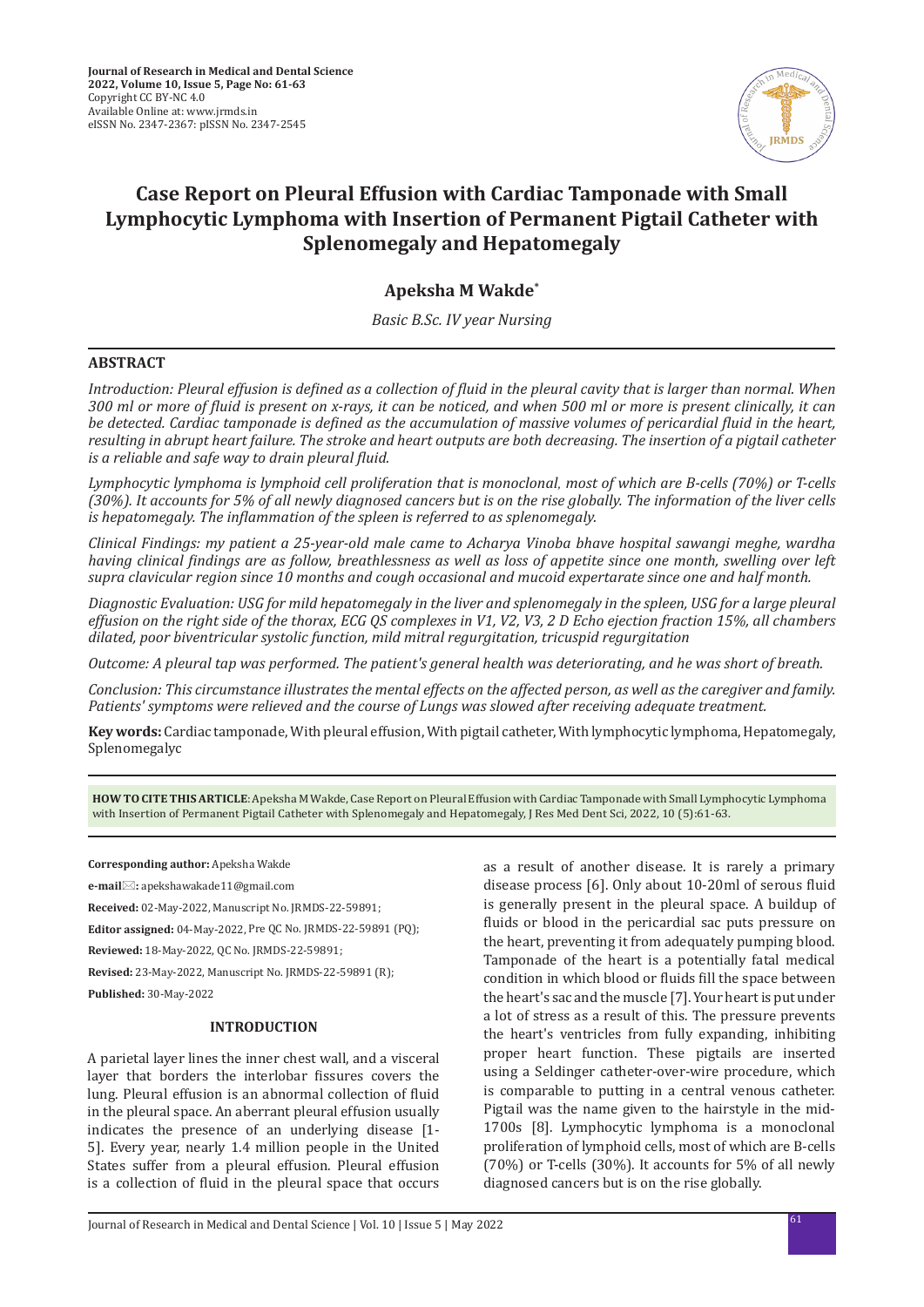# Case Report on Pleural Effusion with Cardiac Tamponade with Small Lymphocytic Lymphoma with Insertion of Permanent Pigtail Catheter with Splenomegaly and Hepatomegaly

**Apeksha M Wakde***

*Basic B.Sc. IV year Nursing*

## ABSTRACT

*Introduction: Pleural effusion is defined as a collection of fluid in the pleural cavity that is larger than normal. When 300 ml or more of fluid is present on x-rays, it can be noticed, and when 500 ml or more is present clinically, it can be detected. Cardiac tamponade is defined as the accumulation of massive volumes of pericardial fluid in the heart, resulting in abrupt heart failure. The stroke and heart outputs are both decreasing. The insertion of a pigtail catheter is a reliable and safe way to drain pleural fluid.*

*Lymphocytic lymphoma is lymphoid cell proliferation that is monoclonal, most of which are B-cells (70%) or T-cells (30%). It accounts for 5% of all newly diagnosed cancers but is on the rise globally. The information of the liver cells is hepatomegaly. The inflammation of the spleen is referred to as splenomegaly.*

*Clinical Findings: my patient a 25-year-old male came to Acharya Vinoba bhave hospital sawangi meghe, wardha having clinical findings are as follow, breathlessness as well as loss of appetite since one month, swelling over left supra clavicular region since 10 months and cough occasional and mucoid expertarate since one and half month.*

*Diagnostic Evaluation: USG for mild hepatomegaly in the liver and splenomegaly in the spleen, USG for a large pleural effusion on the right side of the thorax, ECG QS complexes in V1, V2, V3, 2 D Echo ejection fraction 15%, all chambers dilated, poor biventricular systolic function, mild mitral regurgitation, tricuspid regurgitation*

*Outcome: A pleural tap was performed. The patient's general health was deteriorating, and he was short of breath.*

*Conclusion: This circumstance illustrates the mental effects on the affected person, as well as the caregiver and family. Patients' symptoms were relieved and the course of Lungs was slowed after receiving adequate treatment.*

**Key words:** Cardiac tamponade, With pleural effusion, With pigtail catheter, With lymphocytic lymphoma, Hepatomegaly, Splenomegalyc

**HOW TO CITE THIS ARTICLE**: Apeksha M Wakde, Case Report on Pleural Effusion with Cardiac Tamponade with Small Lymphocytic Lymphoma with Insertion of Permanent Pigtail Catheter with Splenomegaly and Hepatomegaly, J Res Med Dent Sci, 2022, 10 (5):61-63.

**Corresponding author:** Apeksha Wakde

**e-mail:** apekshawakade11@gmail.com

**Received:** 02-May-2022, Manuscript No. JRMDS-22-59891;

**Editor assigned:** 04-May-2022, Pre QC No. JRMDS-22-59891 (PQ);

**Reviewed:** 18-May-2022, QC No. JRMDS-22-59891;

**Revised:** 23-May-2022, Manuscript No. JRMDS-22-59891 (R);

**Published:** 30-May-2022

## INTRODUCTION

A parietal layer lines the inner chest wall, and a visceral layer that borders the interlobar fissures covers the lung. Pleural effusion is an abnormal collection of fluid in the pleural space. An aberrant pleural effusion usually indicates the presence of an underlying disease [1-5]. Every year, nearly 1.4 million people in the United States suffer from a pleural effusion. Pleural effusion is a collection of fluid in the pleural space that occurs as a result of another disease. It is rarely a primary disease process [6]. Only about 10-20ml of serous fluid is generally present in the pleural space. A buildup of fluids or blood in the pericardial sac puts pressure on the heart, preventing it from adequately pumping blood. Tamponade of the heart is a potentially fatal medical condition in which blood or fluids fill the space between the heart's sac and the muscle [7]. Your heart is put under a lot of stress as a result of this. The pressure prevents the heart's ventricles from fully expanding, inhibiting proper heart function. These pigtails are inserted using a Seldinger catheter-over-wire procedure, which is comparable to putting in a central venous catheter. Pigtail was the name given to the hairstyle in the mid-1700s [8]. Lymphocytic lymphoma is a monoclonal proliferation of lymphoid cells, most of which are B-cells (70%) or T-cells (30%). It accounts for 5% of all newly diagnosed cancers but is on the rise globally.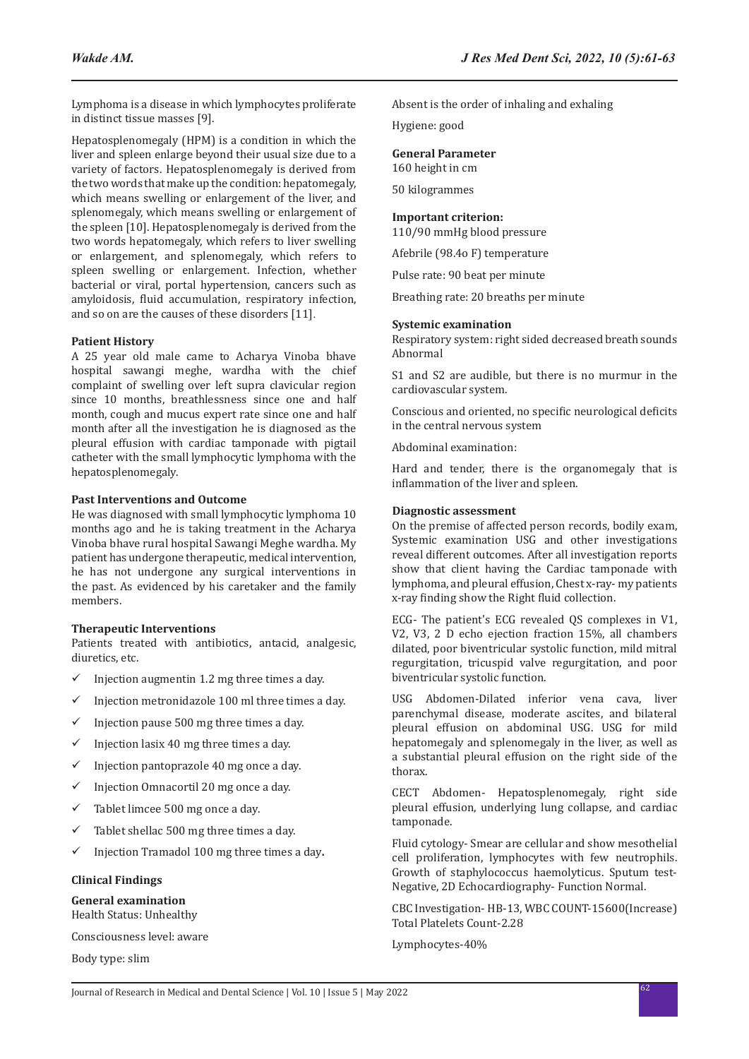Lymphoma is a disease in which lymphocytes proliferate in distinct tissue masses [9].

Hepatosplenomegaly (HPM) is a condition in which the liver and spleen enlarge beyond their usual size due to a variety of factors. Hepatosplenomegaly is derived from the two words that make up the condition: hepatomegaly, which means swelling or enlargement of the liver, and splenomegaly, which means swelling or enlargement of the spleen [10]. Hepatosplenomegaly is derived from the two words hepatomegaly, which refers to liver swelling or enlargement, and splenomegaly, which refers to spleen swelling or enlargement. Infection, whether bacterial or viral, portal hypertension, cancers such as amyloidosis, fluid accumulation, respiratory infection, and so on are the causes of these disorders [11].

**Patient History**

A 25 year old male came to Acharya Vinoba bhave hospital sawangi meghe, wardha with the chief complaint of swelling over left supra clavicular region since 10 months, breathlessness since one and half month, cough and mucus expert rate since one and half month after all the investigation he is diagnosed as the pleural effusion with cardiac tamponade with pigtail catheter with the small lymphocytic lymphoma with the hepatosplenomegaly.

**Past Interventions and Outcome**

He was diagnosed with small lymphocytic lymphoma 10 months ago and he is taking treatment in the Acharya Vinoba bhave rural hospital Sawangi Meghe wardha. My patient has undergone therapeutic, medical intervention, he has not undergone any surgical interventions in the past. As evidenced by his caretaker and the family members.

**Therapeutic Interventions**

Patients treated with antibiotics, antacid, analgesic, diuretics, etc.

- ✓ Injection augmentin 1.2 mg three times a day.
- ✓ Injection metronidazole 100 ml three times a day.
- ✓ Injection pause 500 mg three times a day.
- ✓ Injection lasix 40 mg three times a day.
- ✓ Injection pantoprazole 40 mg once a day.
- ✓ Injection Omnacortil 20 mg once a day.
- ✓ Tablet limcee 500 mg once a day.
- ✓ Tablet shellac 500 mg three times a day.
- ✓ Injection Tramadol 100 mg three times a day**.**

**Clinical Findings**

**General examination**

Health Status: Unhealthy

Consciousness level: aware

Body type: slim

Absent is the order of inhaling and exhaling

Hygiene: good

**General Parameter**

160 height in cm

50 kilogrammes

**Important criterion:**

110/90 mmHg blood pressure

Afebrile (98.4o F) temperature

Pulse rate: 90 beat per minute

Breathing rate: 20 breaths per minute

**Systemic examination**

Respiratory system: right sided decreased breath sounds Abnormal

S1 and S2 are audible, but there is no murmur in the cardiovascular system.

Conscious and oriented, no specific neurological deficits in the central nervous system

Abdominal examination:

Hard and tender, there is the organomegaly that is inflammation of the liver and spleen.

**Diagnostic assessment**

On the premise of affected person records, bodily exam, Systemic examination USG and other investigations reveal different outcomes. After all investigation reports show that client having the Cardiac tamponade with lymphoma, and pleural effusion, Chest x-ray- my patients x-ray finding show the Right fluid collection.

ECG- The patient's ECG revealed QS complexes in V1, V2, V3, 2 D echo ejection fraction 15%, all chambers dilated, poor biventricular systolic function, mild mitral regurgitation, tricuspid valve regurgitation, and poor biventricular systolic function.

USG Abdomen-Dilated inferior vena cava, liver parenchymal disease, moderate ascites, and bilateral pleural effusion on abdominal USG. USG for mild hepatomegaly and splenomegaly in the liver, as well as a substantial pleural effusion on the right side of the thorax.

CECT Abdomen- Hepatosplenomegaly, right side pleural effusion, underlying lung collapse, and cardiac tamponade.

Fluid cytology- Smear are cellular and show mesothelial cell proliferation, lymphocytes with few neutrophils. Growth of staphylococcus haemolyticus. Sputum test- Negative, 2D Echocardiography- Function Normal.

CBC Investigation- HB-13, WBC COUNT-15600(Increase) Total Platelets Count-2.28

Lymphocytes-40%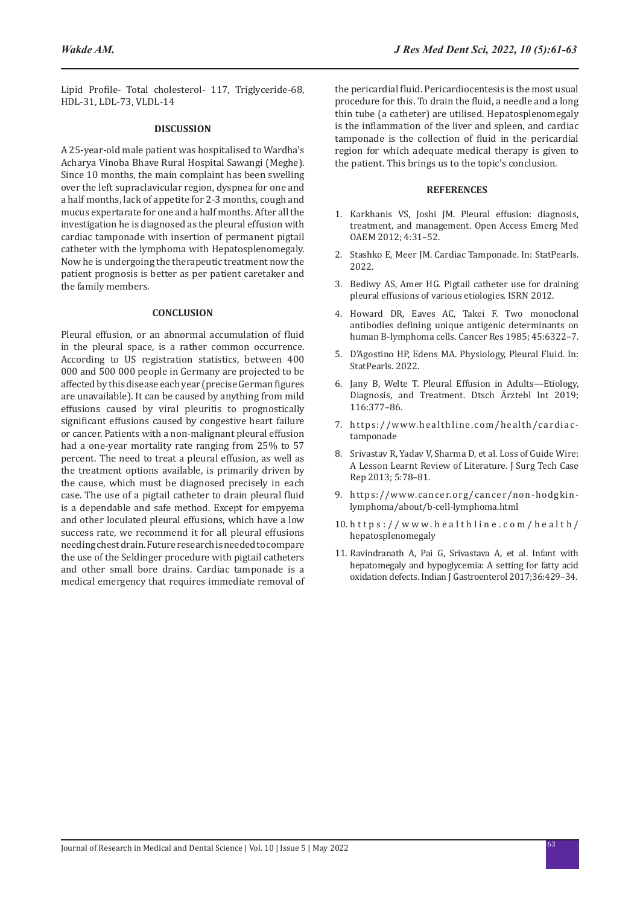Lipid Profile- Total cholesterol- 117, Triglyceride-68, HDL-31, LDL-73, VLDL-14

## DISCUSSION

A 25-year-old male patient was hospitalised to Wardha's Acharya Vinoba Bhave Rural Hospital Sawangi (Meghe). Since 10 months, the main complaint has been swelling over the left supraclavicular region, dyspnea for one and a half months, lack of appetite for 2-3 months, cough and mucus expertarate for one and a half months. After all the investigation he is diagnosed as the pleural effusion with cardiac tamponade with insertion of permanent pigtail catheter with the lymphoma with Hepatosplenomegaly. Now he is undergoing the therapeutic treatment now the patient prognosis is better as per patient caretaker and the family members.

## CONCLUSION

Pleural effusion, or an abnormal accumulation of fluid in the pleural space, is a rather common occurrence. According to US registration statistics, between 400 000 and 500 000 people in Germany are projected to be affected by this disease each year (precise German figures are unavailable). It can be caused by anything from mild effusions caused by viral pleuritis to prognostically significant effusions caused by congestive heart failure or cancer. Patients with a non-malignant pleural effusion had a one-year mortality rate ranging from 25% to 57 percent. The need to treat a pleural effusion, as well as the treatment options available, is primarily driven by the cause, which must be diagnosed precisely in each case. The use of a pigtail catheter to drain pleural fluid is a dependable and safe method. Except for empyema and other loculated pleural effusions, which have a low success rate, we recommend it for all pleural effusions needing chest drain. Future research is needed to compare the use of the Seldinger procedure with pigtail catheters and other small bore drains. Cardiac tamponade is a medical emergency that requires immediate removal of the pericardial fluid. Pericardiocentesis is the most usual procedure for this. To drain the fluid, a needle and a long thin tube (a catheter) are utilised. Hepatosplenomegaly is the inflammation of the liver and spleen, and cardiac tamponade is the collection of fluid in the pericardial region for which adequate medical therapy is given to the patient. This brings us to the topic's conclusion.

## REFERENCES

1. Karkhanis VS, Joshi JM. Pleural effusion: diagnosis, treatment, and management. Open Access Emerg Med OAEM 2012; 4:31–52.
2. Stashko E, Meer JM. Cardiac Tamponade. In: StatPearls. 2022.
3. Bediwy AS, Amer HG. Pigtail catheter use for draining pleural effusions of various etiologies. ISRN 2012.
4. Howard DR, Eaves AC, Takei F. Two monoclonal antibodies defining unique antigenic determinants on human B-lymphoma cells. Cancer Res 1985; 45:6322–7.
5. D'Agostino HP, Edens MA. Physiology, Pleural Fluid. In: StatPearls. 2022.
6. Jany B, Welte T. Pleural Effusion in Adults—Etiology, Diagnosis, and Treatment. Dtsch Ärztebl Int 2019; 116:377–86.
7. https://www.healthline.com/health/cardiac-tamponade
8. Srivastav R, Yadav V, Sharma D, et al. Loss of Guide Wire: A Lesson Learnt Review of Literature. J Surg Tech Case Rep 2013; 5:78–81.
9. https://www.cancer.org/cancer/non-hodgkin-lymphoma/about/b-cell-lymphoma.html
10. https://www.healthline.com/health/hepatosplenomegaly
11. Ravindranath A, Pai G, Srivastava A, et al. Infant with hepatomegaly and hypoglycemia: A setting for fatty acid oxidation defects. Indian J Gastroenterol 2017;36:429–34.